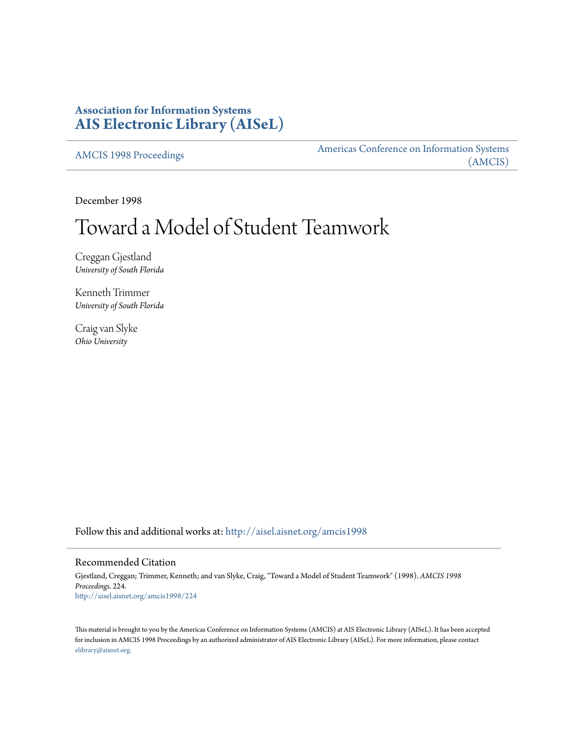**Association for Information Systems**
**AIS Electronic Library (AISeL)**

AMCIS 1998 Proceedings

Americas Conference on Information Systems (AMCIS)

December 1998

# Toward a Model of Student Teamwork

Creggan Gjestland
*University of South Florida*

Kenneth Trimmer
*University of South Florida*

Craig van Slyke
*Ohio University*

Follow this and additional works at: http://aisel.aisnet.org/amcis1998

## Recommended Citation

Gjestland, Creggan; Trimmer, Kenneth; and van Slyke, Craig, "Toward a Model of Student Teamwork" (1998). *AMCIS 1998 Proceedings*. 224.
http://aisel.aisnet.org/amcis1998/224

This material is brought to you by the Americas Conference on Information Systems (AMCIS) at AIS Electronic Library (AISeL). It has been accepted for inclusion in AMCIS 1998 Proceedings by an authorized administrator of AIS Electronic Library (AISeL). For more information, please contact elibrary@aisnet.org.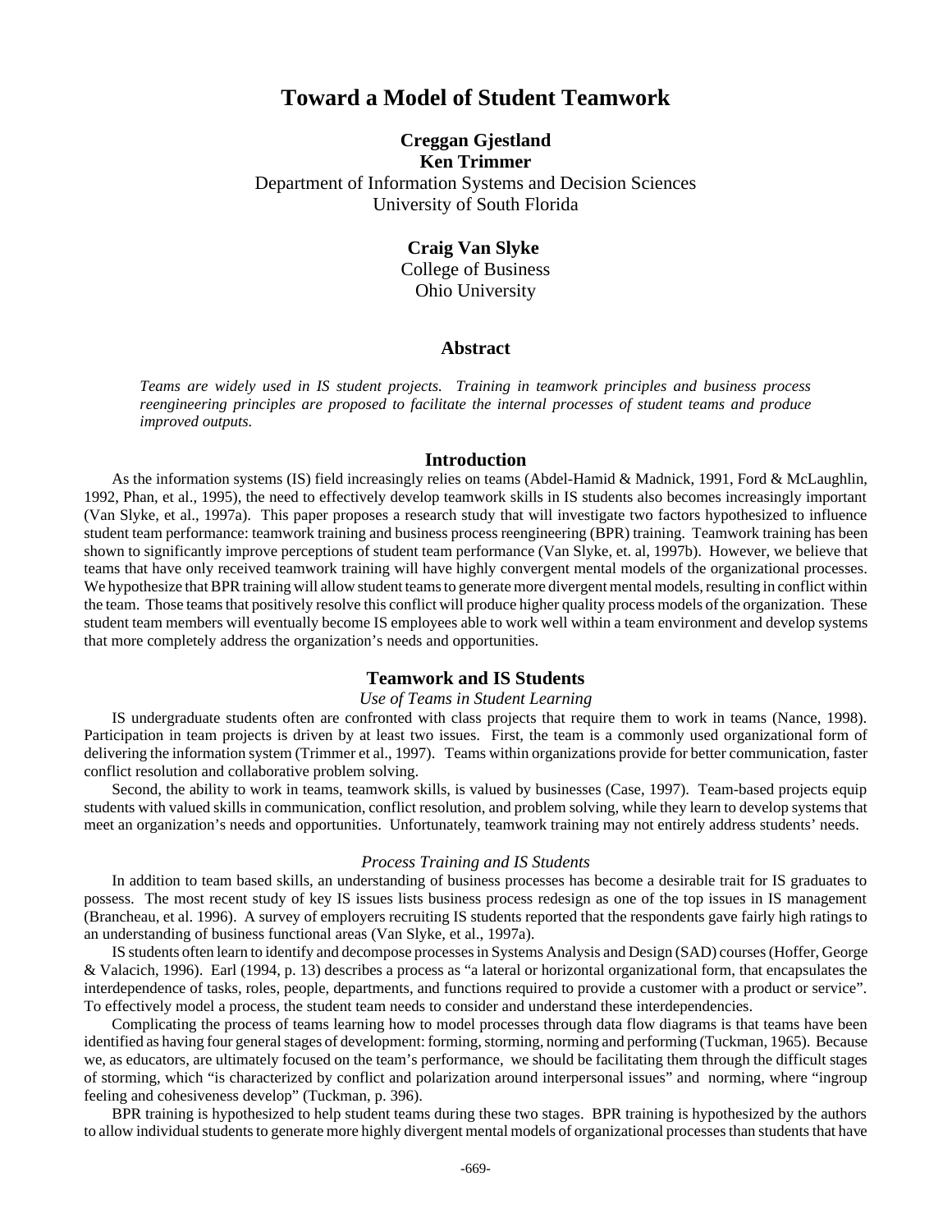# Toward a Model of Student Teamwork

**Creggan Gjestland**
**Ken Trimmer**
Department of Information Systems and Decision Sciences
University of South Florida

**Craig Van Slyke**
College of Business
Ohio University

## Abstract

*Teams are widely used in IS student projects. Training in teamwork principles and business process reengineering principles are proposed to facilitate the internal processes of student teams and produce improved outputs.*

## Introduction

As the information systems (IS) field increasingly relies on teams (Abdel-Hamid & Madnick, 1991, Ford & McLaughlin, 1992, Phan, et al., 1995), the need to effectively develop teamwork skills in IS students also becomes increasingly important (Van Slyke, et al., 1997a). This paper proposes a research study that will investigate two factors hypothesized to influence student team performance: teamwork training and business process reengineering (BPR) training. Teamwork training has been shown to significantly improve perceptions of student team performance (Van Slyke, et. al, 1997b). However, we believe that teams that have only received teamwork training will have highly convergent mental models of the organizational processes. We hypothesize that BPR training will allow student teams to generate more divergent mental models, resulting in conflict within the team. Those teams that positively resolve this conflict will produce higher quality process models of the organization. These student team members will eventually become IS employees able to work well within a team environment and develop systems that more completely address the organization's needs and opportunities.

## Teamwork and IS Students

### *Use of Teams in Student Learning*

IS undergraduate students often are confronted with class projects that require them to work in teams (Nance, 1998). Participation in team projects is driven by at least two issues. First, the team is a commonly used organizational form of delivering the information system (Trimmer et al., 1997). Teams within organizations provide for better communication, faster conflict resolution and collaborative problem solving.

Second, the ability to work in teams, teamwork skills, is valued by businesses (Case, 1997). Team-based projects equip students with valued skills in communication, conflict resolution, and problem solving, while they learn to develop systems that meet an organization's needs and opportunities. Unfortunately, teamwork training may not entirely address students' needs.

### *Process Training and IS Students*

In addition to team based skills, an understanding of business processes has become a desirable trait for IS graduates to possess. The most recent study of key IS issues lists business process redesign as one of the top issues in IS management (Brancheau, et al. 1996). A survey of employers recruiting IS students reported that the respondents gave fairly high ratings to an understanding of business functional areas (Van Slyke, et al., 1997a).

IS students often learn to identify and decompose processes in Systems Analysis and Design (SAD) courses (Hoffer, George & Valacich, 1996). Earl (1994, p. 13) describes a process as "a lateral or horizontal organizational form, that encapsulates the interdependence of tasks, roles, people, departments, and functions required to provide a customer with a product or service". To effectively model a process, the student team needs to consider and understand these interdependencies.

Complicating the process of teams learning how to model processes through data flow diagrams is that teams have been identified as having four general stages of development: forming, storming, norming and performing (Tuckman, 1965). Because we, as educators, are ultimately focused on the team's performance, we should be facilitating them through the difficult stages of storming, which "is characterized by conflict and polarization around interpersonal issues" and norming, where "ingroup feeling and cohesiveness develop" (Tuckman, p. 396).

BPR training is hypothesized to help student teams during these two stages. BPR training is hypothesized by the authors to allow individual students to generate more highly divergent mental models of organizational processes than students that have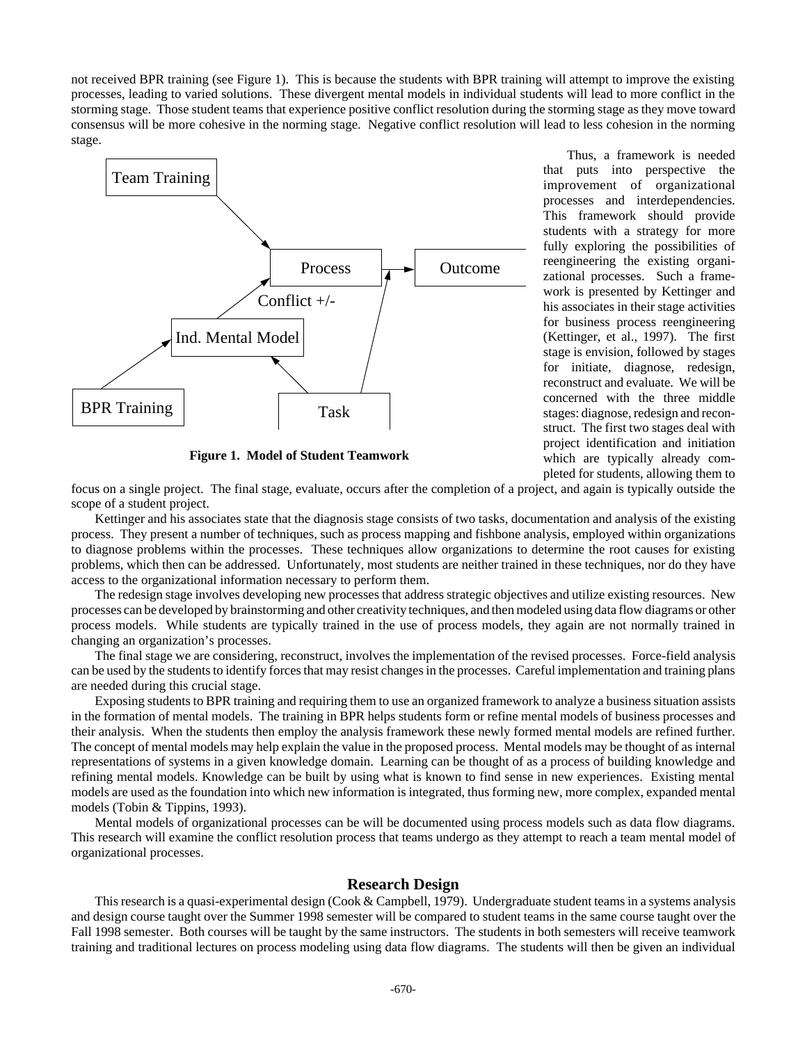not received BPR training (see Figure 1). This is because the students with BPR training will attempt to improve the existing processes, leading to varied solutions. These divergent mental models in individual students will lead to more conflict in the storming stage. Those student teams that experience positive conflict resolution during the storming stage as they move toward consensus will be more cohesive in the norming stage. Negative conflict resolution will lead to less cohesion in the norming stage.

**Figure 1. Model of Student Teamwork**

Thus, a framework is needed that puts into perspective the improvement of organizational processes and interdependencies. This framework should provide students with a strategy for more fully exploring the possibilities of reengineering the existing organizational processes. Such a framework is presented by Kettinger and his associates in their stage activities for business process reengineering (Kettinger, et al., 1997). The first stage is envision, followed by stages for initiate, diagnose, redesign, reconstruct and evaluate. We will be concerned with the three middle stages: diagnose, redesign and reconstruct. The first two stages deal with project identification and initiation which are typically already completed for students, allowing them to focus on a single project. The final stage, evaluate, occurs after the completion of a project, and again is typically outside the scope of a student project.

Kettinger and his associates state that the diagnosis stage consists of two tasks, documentation and analysis of the existing process. They present a number of techniques, such as process mapping and fishbone analysis, employed within organizations to diagnose problems within the processes. These techniques allow organizations to determine the root causes for existing problems, which then can be addressed. Unfortunately, most students are neither trained in these techniques, nor do they have access to the organizational information necessary to perform them.

The redesign stage involves developing new processes that address strategic objectives and utilize existing resources. New processes can be developed by brainstorming and other creativity techniques, and then modeled using data flow diagrams or other process models. While students are typically trained in the use of process models, they again are not normally trained in changing an organization's processes.

The final stage we are considering, reconstruct, involves the implementation of the revised processes. Force-field analysis can be used by the students to identify forces that may resist changes in the processes. Careful implementation and training plans are needed during this crucial stage.

Exposing students to BPR training and requiring them to use an organized framework to analyze a business situation assists in the formation of mental models. The training in BPR helps students form or refine mental models of business processes and their analysis. When the students then employ the analysis framework these newly formed mental models are refined further. The concept of mental models may help explain the value in the proposed process. Mental models may be thought of as internal representations of systems in a given knowledge domain. Learning can be thought of as a process of building knowledge and refining mental models. Knowledge can be built by using what is known to find sense in new experiences. Existing mental models are used as the foundation into which new information is integrated, thus forming new, more complex, expanded mental models (Tobin & Tippins, 1993).

Mental models of organizational processes can be will be documented using process models such as data flow diagrams. This research will examine the conflict resolution process that teams undergo as they attempt to reach a team mental model of organizational processes.

## Research Design

This research is a quasi-experimental design (Cook & Campbell, 1979). Undergraduate student teams in a systems analysis and design course taught over the Summer 1998 semester will be compared to student teams in the same course taught over the Fall 1998 semester. Both courses will be taught by the same instructors. The students in both semesters will receive teamwork training and traditional lectures on process modeling using data flow diagrams. The students will then be given an individual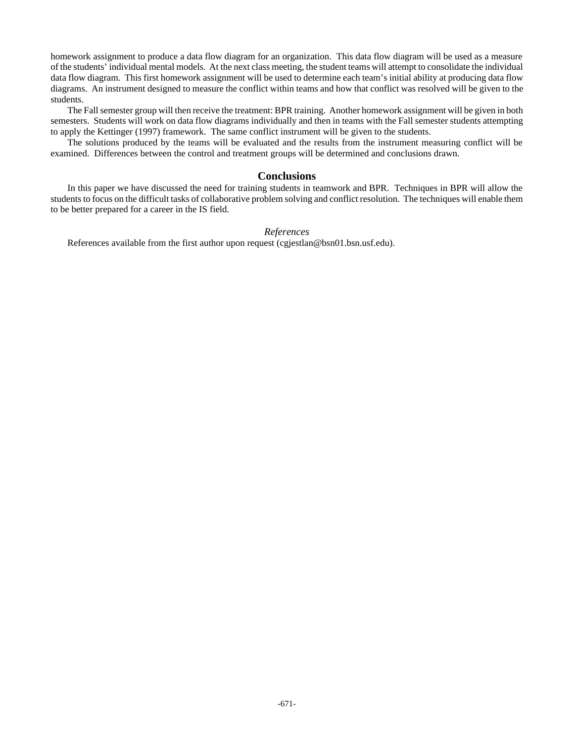homework assignment to produce a data flow diagram for an organization. This data flow diagram will be used as a measure of the students' individual mental models. At the next class meeting, the student teams will attempt to consolidate the individual data flow diagram. This first homework assignment will be used to determine each team's initial ability at producing data flow diagrams. An instrument designed to measure the conflict within teams and how that conflict was resolved will be given to the students.

The Fall semester group will then receive the treatment: BPR training. Another homework assignment will be given in both semesters. Students will work on data flow diagrams individually and then in teams with the Fall semester students attempting to apply the Kettinger (1997) framework. The same conflict instrument will be given to the students.

The solutions produced by the teams will be evaluated and the results from the instrument measuring conflict will be examined. Differences between the control and treatment groups will be determined and conclusions drawn.

## Conclusions

In this paper we have discussed the need for training students in teamwork and BPR. Techniques in BPR will allow the students to focus on the difficult tasks of collaborative problem solving and conflict resolution. The techniques will enable them to be better prepared for a career in the IS field.

### *References*

References available from the first author upon request (cgjestlan@bsn01.bsn.usf.edu).